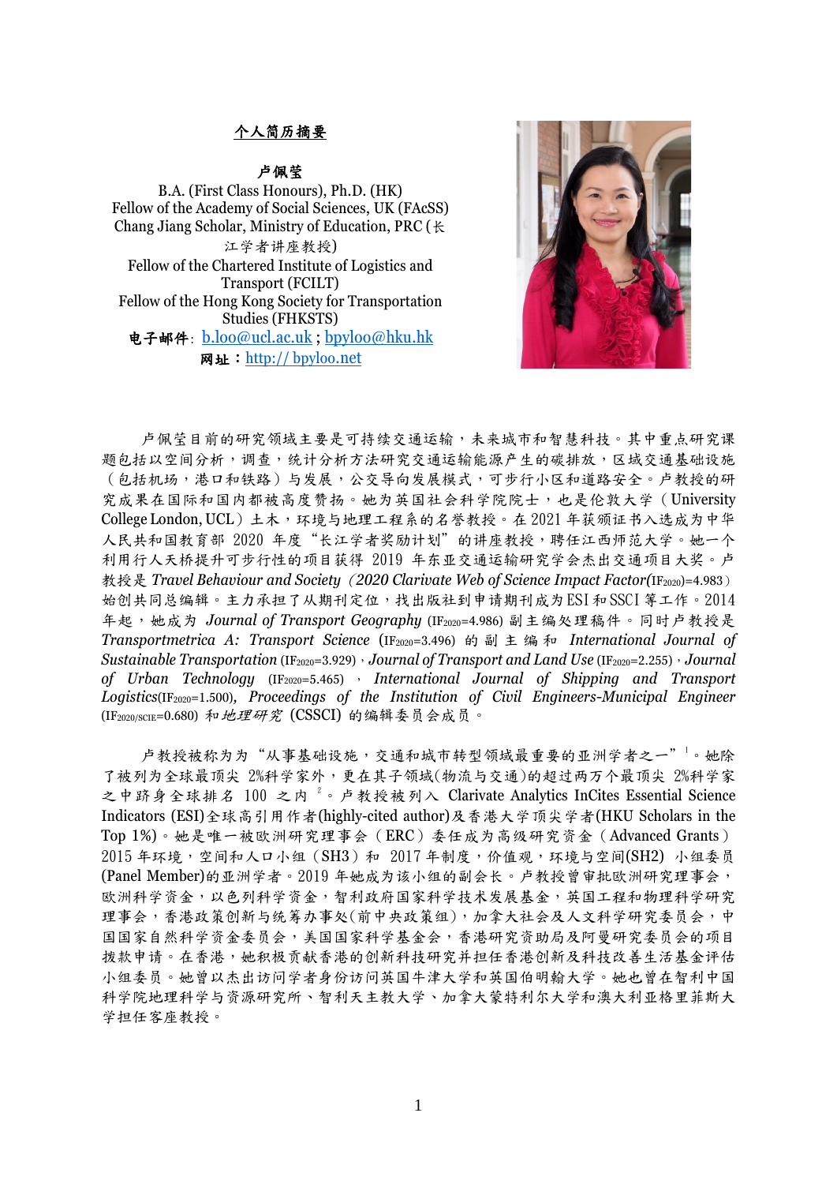## 个人简历摘要

**卢佩莹**

B.A. (First Class Honours), Ph.D. (HK)
Fellow of the Academy of Social Sciences, UK (FAcSS)
Chang Jiang Scholar, Ministry of Education, PRC (长江学者讲座教授)
Fellow of the Chartered Institute of Logistics and Transport (FCILT)
Fellow of the Hong Kong Society for Transportation Studies (FHKSTS)
**电子邮件**: b.loo@ucl.ac.uk ; bpyloo@hku.hk
**网址**：http:// bpyloo.net

卢佩莹目前的研究领域主要是可持续交通运输，未来城市和智慧科技。其中重点研究课题包括以空间分析，调查，统计分析方法研究交通运输能源产生的碳排放，区域交通基础设施（包括机场，港口和铁路）与发展，公交导向发展模式，可步行小区和道路安全。卢教授的研究成果在国际和国内都被高度赞扬。她为英国社会科学院院士，也是伦敦大学（University College London, UCL）土木，环境与地理工程系的名誉教授。在 2021 年获颁证书入选成为中华人民共和国教育部 2020 年度"长江学者奖励计划"的讲座教授，聘任江西师范大学。她一个利用行人天桥提升可步行性的项目获得 2019 年东亚交通运输研究学会杰出交通项目大奖。卢教授是 *Travel Behaviour and Society*（*2020 Clarivate Web of Science Impact Factor*(IF2020)=4.983）始创共同总编辑。主力承担了从期刊定位，找出版社到申请期刊成为 ESI 和 SSCI 等工作。2014 年起，她成为 *Journal of Transport Geography* (IF2020=4.986) 副主编处理稿件。同时卢教授是 *Transportmetrica A: Transport Science* (IF2020=3.496) 的副主编和 *International Journal of Sustainable Transportation* (IF2020=3.929)，*Journal of Transport and Land Use* (IF2020=2.255)，*Journal of Urban Technology* (IF2020=5.465)，*International Journal of Shipping and Transport Logistics*(IF2020=1.500), *Proceedings of the Institution of Civil Engineers-Municipal Engineer* (IF2020/SCIE=0.680) 和*地理研究* (CSSCI) 的编辑委员会成员。

卢教授被称为为"从事基础设施，交通和城市转型领域最重要的亚洲学者之一"[1]。她除了被列为全球最顶尖 2%科学家外，更在其子领域(物流与交通)的超过两万个最顶尖 2%科学家之中跻身全球排名 100 之内[2]。卢教授被列入 Clarivate Analytics InCites Essential Science Indicators (ESI)全球高引用作者(highly-cited author)及香港大学顶尖学者(HKU Scholars in the Top 1%)。她是唯一被欧洲研究理事会（ERC）委任成为高级研究资金（Advanced Grants）2015 年环境，空间和人口小组（SH3）和 2017 年制度，价值观，环境与空间(SH2) 小组委员(Panel Member)的亚洲学者。2019 年她成为该小组的副会长。卢教授曾审批欧洲研究理事会，欧洲科学资金，以色列科学资金，智利政府国家科学技术发展基金，英国工程和物理科学研究理事会，香港政策创新与统筹办事处(前中央政策组)，加拿大社会及人文科学研究委员会，中国国家自然科学资金委员会，美国国家科学基金会，香港研究资助局及阿曼研究委员会的项目拨款申请。在香港，她积极贡献香港的创新科技研究并担任香港创新及科技改善生活基金评估小组委员。她曾以杰出访问学者身份访问英国牛津大学和英国伯明翰大学。她也曾在智利中国科学院地理科学与资源研究所、智利天主教大学、加拿大蒙特利尔大学和澳大利亚格里菲斯大学担任客座教授。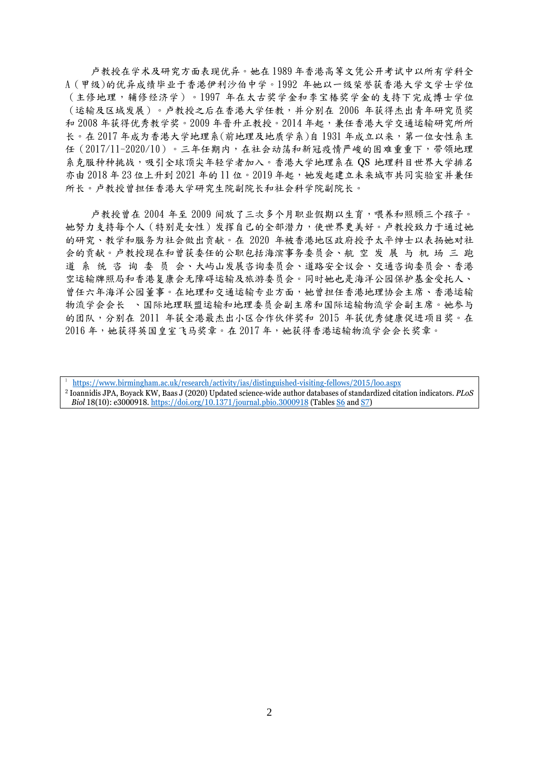卢教授在学术及研究方面表现优异。她在 1989 年香港高等文凭公开考试中以所有学科全 A（甲级）的优异成绩毕业于香港伊利沙伯中学。1992 年她以一级荣誉获香港大学文学士学位（主修地理，辅修经济学）。1997 年在太古奖学金和李宝椿奖学金的支持下完成博士学位（运输及区域发展）。卢教授之后在香港大学任教，并分别在 2006 年获得杰出青年研究员奖和 2008 年获得优秀教学奖。2009 年晋升正教授。2014 年起，兼任香港大学交通运输研究所所长。在 2017 年成为香港大学地理系(前地理及地质学系)自 1931 年成立以来，第一位女性系主任（2017/11-2020/10）。三年任期内，在社会动荡和新冠疫情严峻的困难重重下，带领地理系克服种种挑战，吸引全球顶尖年轻学者加入。香港大学地理系在 QS 地理科目世界大学排名亦由 2018 年 23 位上升到 2021 年的 11 位。2019 年起，她发起建立未来城市共同实验室并兼任所长。卢教授曾担任香港大学研究生院副院长和社会科学院副院长。

卢教授曾在 2004 年至 2009 间放了三次多个月职业假期以生育，喂养和照顾三个孩子。她努力支持每个人（特别是女性）发挥自己的全部潜力，使世界更美好。卢教授致力于通过她的研究、教学和服务为社会做出贡献。在 2020 年被香港地区政府授予太平绅士以表扬她对社会的贡献。卢教授现在和曾获委任的公职包括海滨事务委员会、航空发展与机场三跑道系统咨询委员会、大屿山发展咨询委员会、道路安全议会、交通咨询委员会、香港空运输牌照局和香港复康会无障碍运输及旅游委员会。同时她也是海洋公园保护基金受托人、曾任六年海洋公园董事。在地理和交通运输专业方面，她曾担任香港地理协会主席、香港运输物流学会会长 、国际地理联盟运输和地理委员会副主席和国际运输物流学会副主席。她参与的团队，分别在 2011 年获全港最杰出小区合作伙伴奖和 2015 年获优秀健康促进项目奖。在 2016 年，她获得英国皇室飞马奖章。在 2017 年，她获得香港运输物流学会会长奖章。

---

[1] https://www.birmingham.ac.uk/research/activity/ias/distinguished-visiting-fellows/2015/loo.aspx

[2] Ioannidis JPA, Boyack KW, Baas J (2020) Updated science-wide author databases of standardized citation indicators. *PLoS Biol* 18(10): e3000918. https://doi.org/10.1371/journal.pbio.3000918 (Tables S6 and S7)